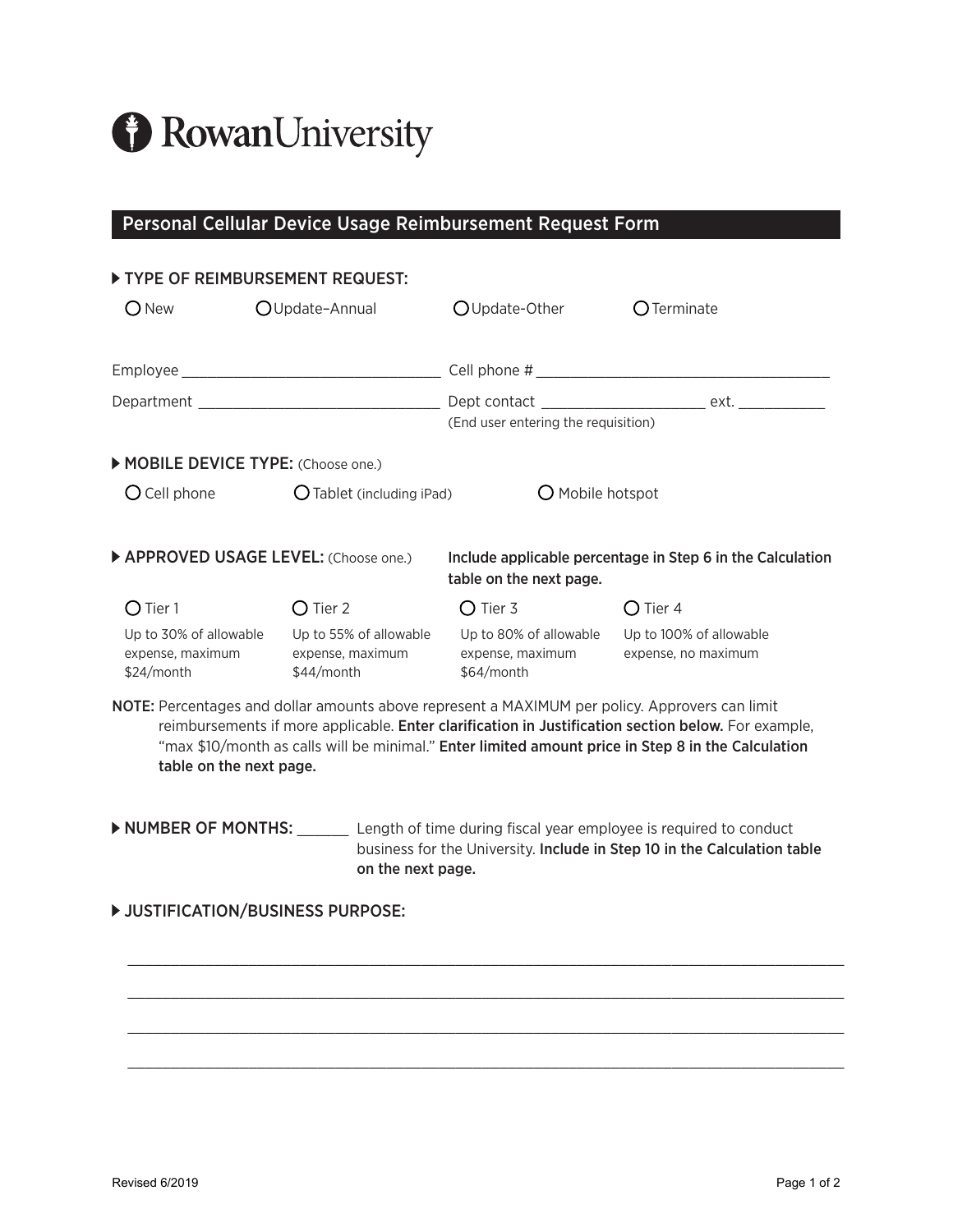Rowan University

# Personal Cellular Device Usage Reimbursement Request Form

### ▸ TYPE OF REIMBURSEMENT REQUEST:

○ New ○ Update–Annual ○ Update-Other ○ Terminate

Employee ______________________________ Cell phone # ____________________________________

Department ____________________________ Dept contact ____________________ ext. ___________
(End user entering the requisition)

### ▸ MOBILE DEVICE TYPE: (Choose one.)

○ Cell phone ○ Tablet (including iPad) ○ Mobile hotspot

### ▸ APPROVED USAGE LEVEL: (Choose one.)

**Include applicable percentage in Step 6 in the Calculation table on the next page.**

| ○ Tier 1 | ○ Tier 2 | ○ Tier 3 | ○ Tier 4 |
|---|---|---|---|
| Up to 30% of allowable expense, maximum $24/month | Up to 55% of allowable expense, maximum $44/month | Up to 80% of allowable expense, maximum $64/month | Up to 100% of allowable expense, no maximum |

**NOTE:** Percentages and dollar amounts above represent a MAXIMUM per policy. Approvers can limit reimbursements if more applicable. **Enter clarification in Justification section below.** For example, "max $10/month as calls will be minimal." **Enter limited amount price in Step 8 in the Calculation table on the next page.**

### ▸ NUMBER OF MONTHS: ______

Length of time during fiscal year employee is required to conduct business for the University. **Include in Step 10 in the Calculation table on the next page.**

### ▸ JUSTIFICATION/BUSINESS PURPOSE:

_____________________________________________________________________________

_____________________________________________________________________________

_____________________________________________________________________________

_____________________________________________________________________________

Revised 6/2019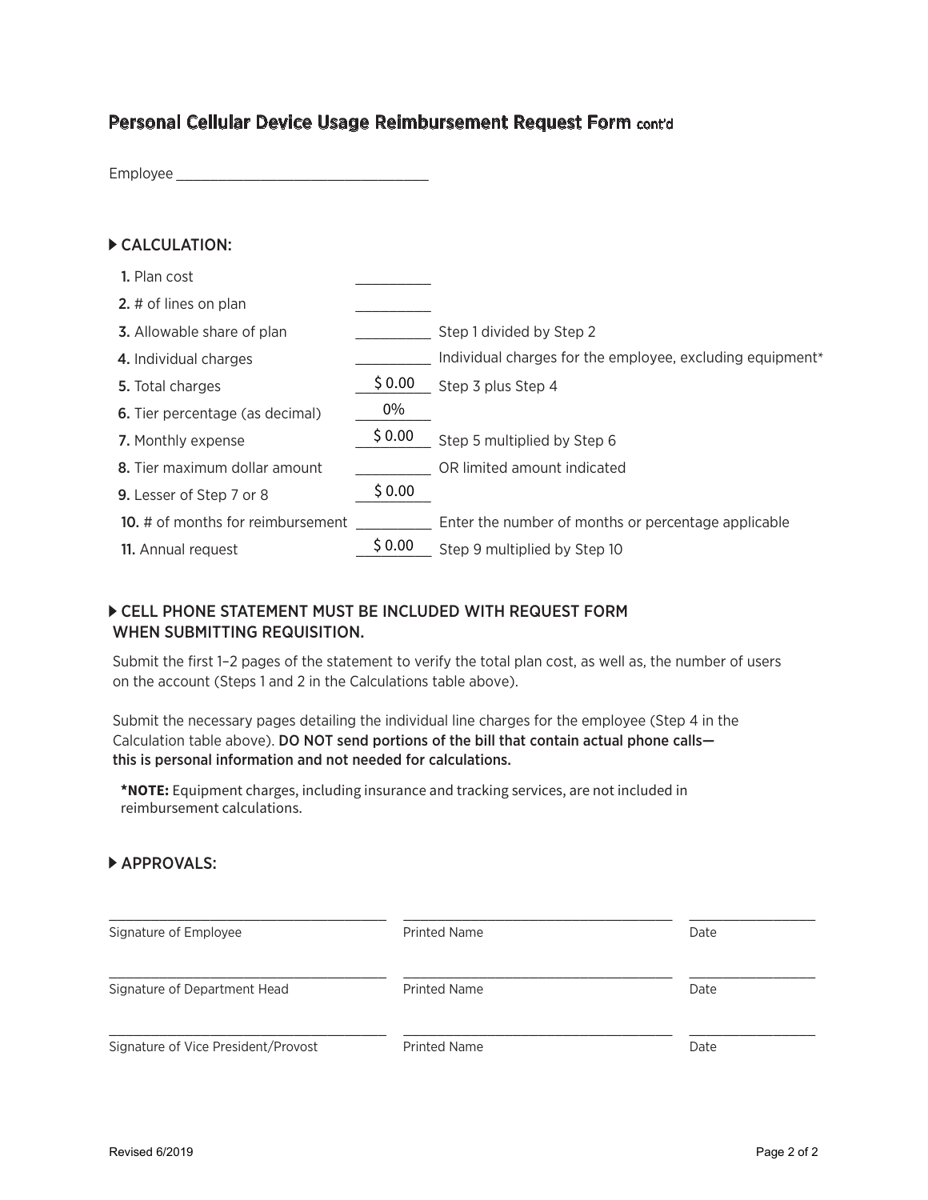# Personal Cellular Device Usage Reimbursement Request Form cont'd

Employee ________________________________

## ▶ CALCULATION:

| | | |
|---|---|---|
| **1.** Plan cost | __________ | |
| **2.** # of lines on plan | __________ | |
| **3.** Allowable share of plan | __________ | Step 1 divided by Step 2 |
| **4.** Individual charges | __________ | Individual charges for the employee, excluding equipment* |
| **5.** Total charges | $ 0.00 | Step 3 plus Step 4 |
| **6.** Tier percentage (as decimal) | 0% | |
| **7.** Monthly expense | $ 0.00 | Step 5 multiplied by Step 6 |
| **8.** Tier maximum dollar amount | __________ | OR limited amount indicated |
| **9.** Lesser of Step 7 or 8 | $ 0.00 | |
| **10.** # of months for reimbursement | __________ | Enter the number of months or percentage applicable |
| **11.** Annual request | $ 0.00 | Step 9 multiplied by Step 10 |

## ▶ CELL PHONE STATEMENT MUST BE INCLUDED WITH REQUEST FORM WHEN SUBMITTING REQUISITION.

Submit the first 1–2 pages of the statement to verify the total plan cost, as well as, the number of users on the account (Steps 1 and 2 in the Calculations table above).

Submit the necessary pages detailing the individual line charges for the employee (Step 4 in the Calculation table above). **DO NOT send portions of the bill that contain actual phone calls— this is personal information and not needed for calculations.**

***NOTE:** Equipment charges, including insurance and tracking services, are not included in reimbursement calculations.

## ▶ APPROVALS:

| | | |
|---|---|---|
| ______________________________ | ______________________________ | ______________ |
| Signature of Employee | Printed Name | Date |
| ______________________________ | ______________________________ | ______________ |
| Signature of Department Head | Printed Name | Date |
| ______________________________ | ______________________________ | ______________ |
| Signature of Vice President/Provost | Printed Name | Date |

Revised 6/2019